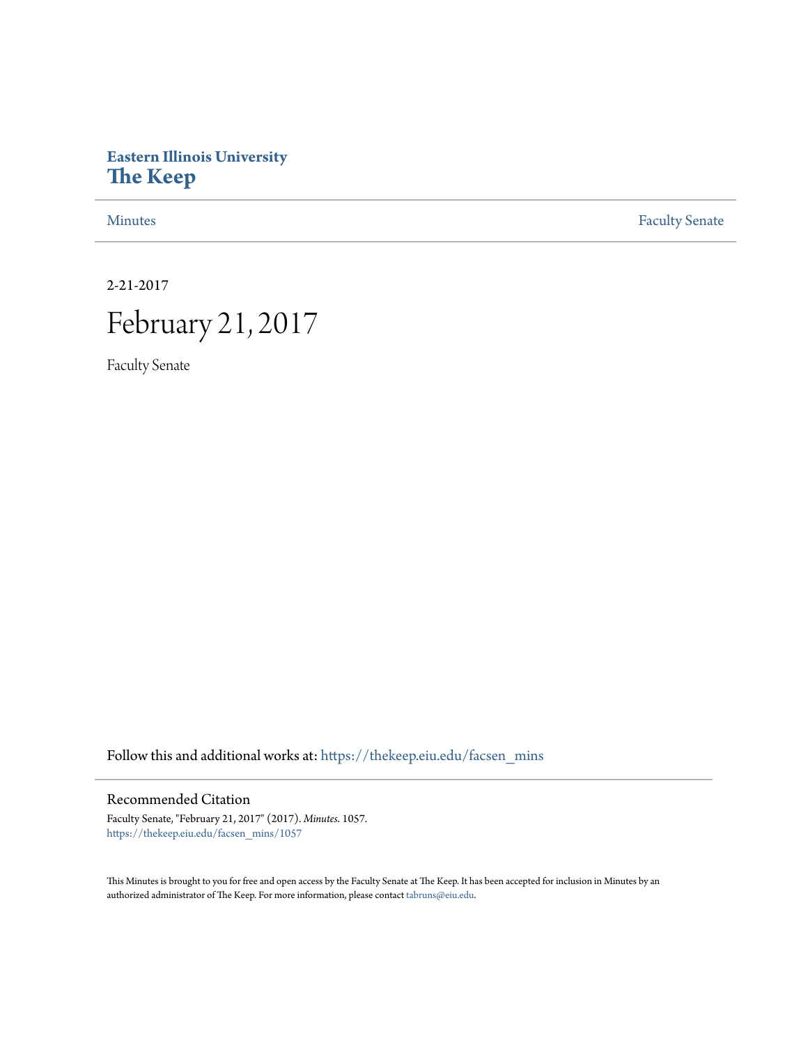# Eastern Illinois University
# The Keep

Minutes | Faculty Senate

2-21-2017

# February 21, 2017

Faculty Senate

Follow this and additional works at: https://thekeep.eiu.edu/facsen_mins

## Recommended Citation

Faculty Senate, "February 21, 2017" (2017). *Minutes*. 1057.
https://thekeep.eiu.edu/facsen_mins/1057

This Minutes is brought to you for free and open access by the Faculty Senate at The Keep. It has been accepted for inclusion in Minutes by an authorized administrator of The Keep. For more information, please contact tabruns@eiu.edu.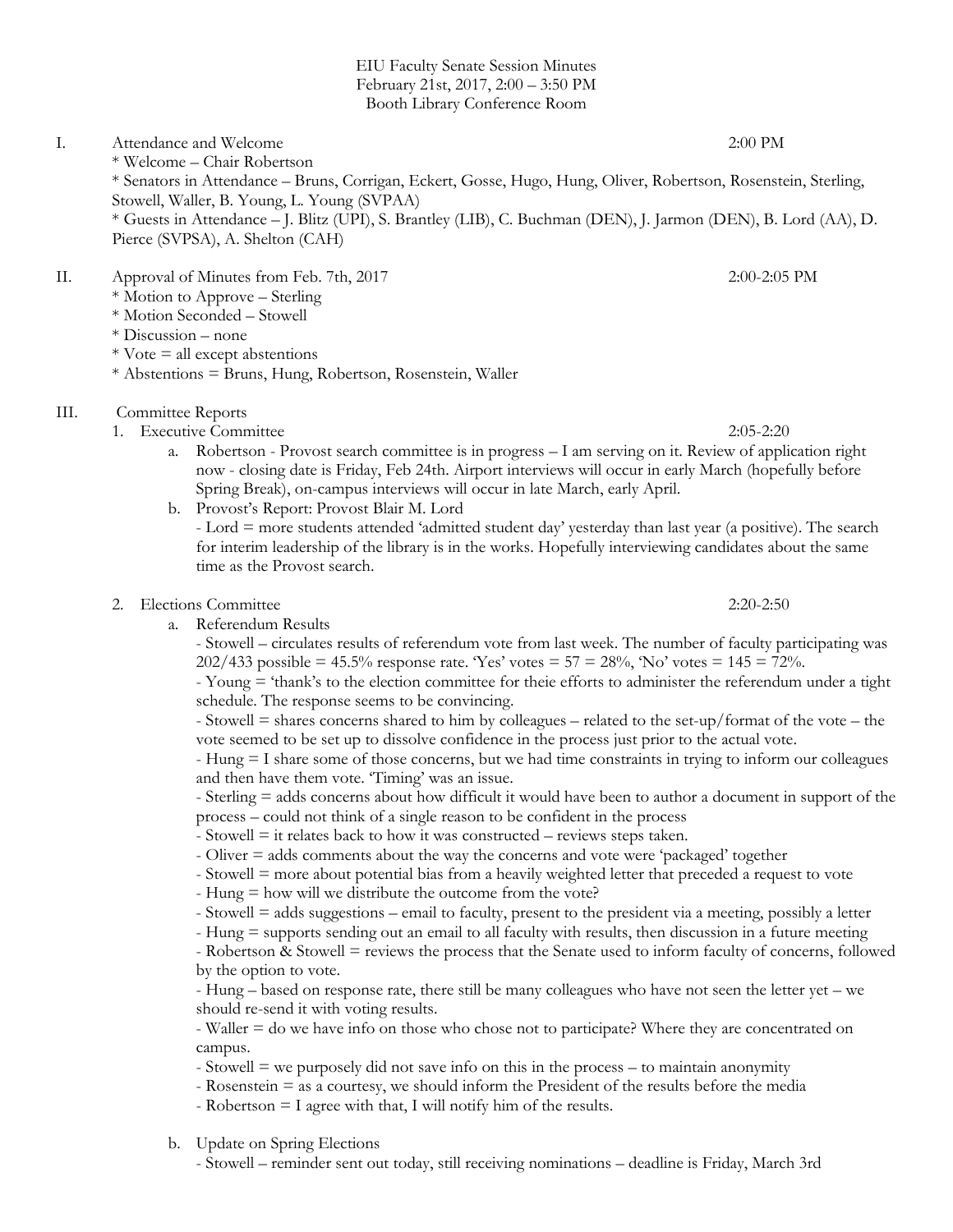EIU Faculty Senate Session Minutes
February 21st, 2017, 2:00 – 3:50 PM
Booth Library Conference Room

I. Attendance and Welcome 2:00 PM
* Welcome – Chair Robertson
* Senators in Attendance – Bruns, Corrigan, Eckert, Gosse, Hugo, Hung, Oliver, Robertson, Rosenstein, Sterling, Stowell, Waller, B. Young, L. Young (SVPAA)
* Guests in Attendance – J. Blitz (UPI), S. Brantley (LIB), C. Buchman (DEN), J. Jarmon (DEN), B. Lord (AA), D. Pierce (SVPSA), A. Shelton (CAH)

II. Approval of Minutes from Feb. 7th, 2017 2:00-2:05 PM
* Motion to Approve – Sterling
* Motion Seconded – Stowell
* Discussion – none
* Vote = all except abstentions
* Abstentions = Bruns, Hung, Robertson, Rosenstein, Waller

III. Committee Reports

1. Executive Committee 2:05-2:20
   a. Robertson - Provost search committee is in progress – I am serving on it. Review of application right now - closing date is Friday, Feb 24th. Airport interviews will occur in early March (hopefully before Spring Break), on-campus interviews will occur in late March, early April.
   b. Provost's Report: Provost Blair M. Lord
      - Lord = more students attended 'admitted student day' yesterday than last year (a positive). The search for interim leadership of the library is in the works. Hopefully interviewing candidates about the same time as the Provost search.

2. Elections Committee 2:20-2:50
   a. Referendum Results
      - Stowell – circulates results of referendum vote from last week. The number of faculty participating was 202/433 possible = 45.5% response rate. 'Yes' votes = 57 = 28%, 'No' votes = 145 = 72%.
      - Young = 'thank's to the election committee for theie efforts to administer the referendum under a tight schedule. The response seems to be convincing.
      - Stowell = shares concerns shared to him by colleagues – related to the set-up/format of the vote – the vote seemed to be set up to dissolve confidence in the process just prior to the actual vote.
      - Hung = I share some of those concerns, but we had time constraints in trying to inform our colleagues and then have them vote. 'Timing' was an issue.
      - Sterling = adds concerns about how difficult it would have been to author a document in support of the process – could not think of a single reason to be confident in the process
      - Stowell = it relates back to how it was constructed – reviews steps taken.
      - Oliver = adds comments about the way the concerns and vote were 'packaged' together
      - Stowell = more about potential bias from a heavily weighted letter that preceded a request to vote
      - Hung = how will we distribute the outcome from the vote?
      - Stowell = adds suggestions – email to faculty, present to the president via a meeting, possibly a letter
      - Hung = supports sending out an email to all faculty with results, then discussion in a future meeting
      - Robertson & Stowell = reviews the process that the Senate used to inform faculty of concerns, followed by the option to vote.
      - Hung – based on response rate, there still be many colleagues who have not seen the letter yet – we should re-send it with voting results.
      - Waller = do we have info on those who chose not to participate? Where they are concentrated on campus.
      - Stowell = we purposely did not save info on this in the process – to maintain anonymity
      - Rosenstein = as a courtesy, we should inform the President of the results before the media
      - Robertson = I agree with that, I will notify him of the results.
   b. Update on Spring Elections
      - Stowell – reminder sent out today, still receiving nominations – deadline is Friday, March 3rd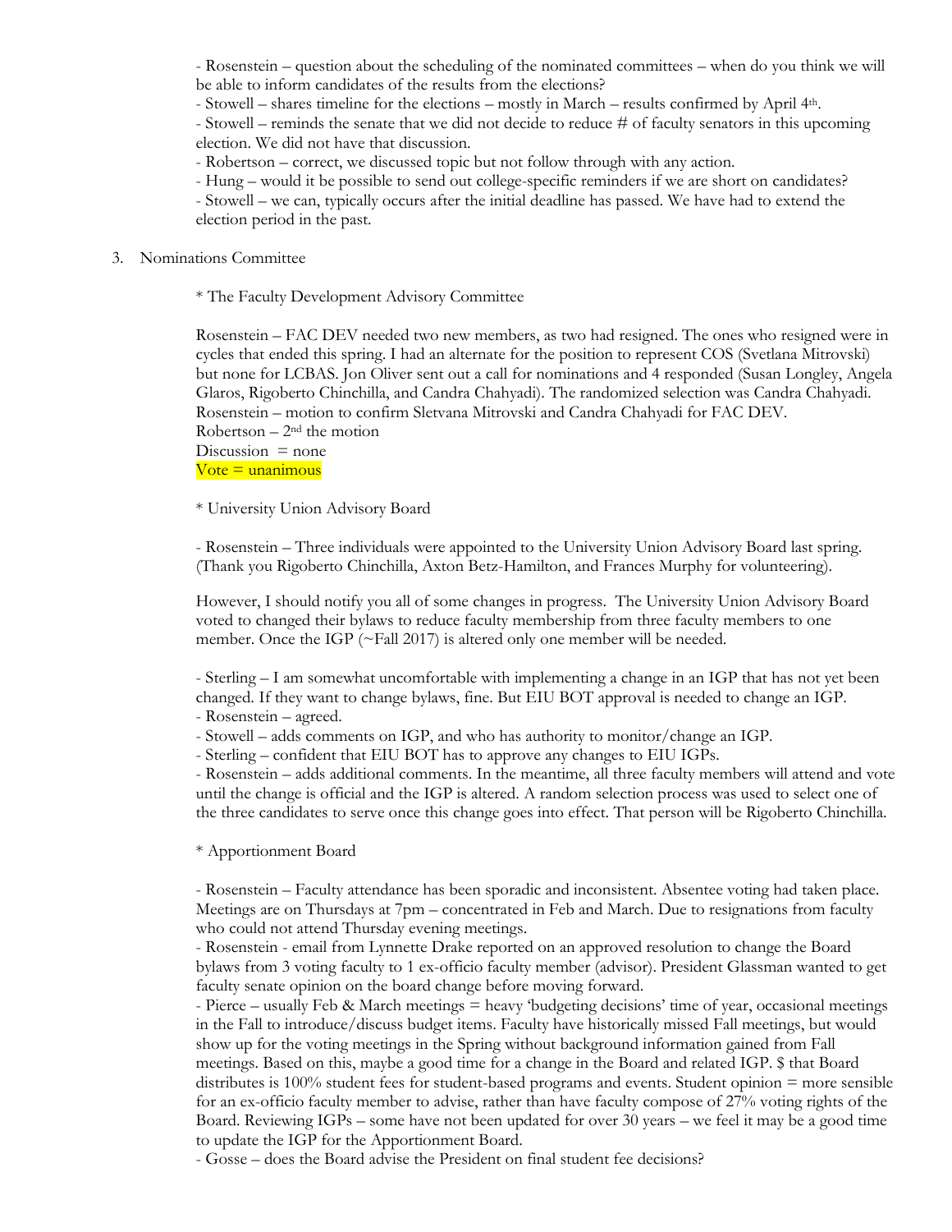- Rosenstein – question about the scheduling of the nominated committees – when do you think we will be able to inform candidates of the results from the elections?
- Stowell – shares timeline for the elections – mostly in March – results confirmed by April 4th.
- Stowell – reminds the senate that we did not decide to reduce # of faculty senators in this upcoming election. We did not have that discussion.
- Robertson – correct, we discussed topic but not follow through with any action.
- Hung – would it be possible to send out college-specific reminders if we are short on candidates?
- Stowell – we can, typically occurs after the initial deadline has passed. We have had to extend the election period in the past.

3. Nominations Committee

   * The Faculty Development Advisory Committee

   Rosenstein – FAC DEV needed two new members, as two had resigned. The ones who resigned were in cycles that ended this spring. I had an alternate for the position to represent COS (Svetlana Mitrovski) but none for LCBAS. Jon Oliver sent out a call for nominations and 4 responded (Susan Longley, Angela Glaros, Rigoberto Chinchilla, and Candra Chahyadi). The randomized selection was Candra Chahyadi.
   Rosenstein – motion to confirm Sletvana Mitrovski and Candra Chahyadi for FAC DEV.
   Robertson – 2nd the motion
   Discussion = none
   Vote = unanimous

   * University Union Advisory Board

   - Rosenstein – Three individuals were appointed to the University Union Advisory Board last spring. (Thank you Rigoberto Chinchilla, Axton Betz-Hamilton, and Frances Murphy for volunteering).

   However, I should notify you all of some changes in progress. The University Union Advisory Board voted to changed their bylaws to reduce faculty membership from three faculty members to one member. Once the IGP (~Fall 2017) is altered only one member will be needed.

   - Sterling – I am somewhat uncomfortable with implementing a change in an IGP that has not yet been changed. If they want to change bylaws, fine. But EIU BOT approval is needed to change an IGP.
   - Rosenstein – agreed.
   - Stowell – adds comments on IGP, and who has authority to monitor/change an IGP.
   - Sterling – confident that EIU BOT has to approve any changes to EIU IGPs.
   - Rosenstein – adds additional comments. In the meantime, all three faculty members will attend and vote until the change is official and the IGP is altered. A random selection process was used to select one of the three candidates to serve once this change goes into effect. That person will be Rigoberto Chinchilla.

   * Apportionment Board

   - Rosenstein – Faculty attendance has been sporadic and inconsistent. Absentee voting had taken place. Meetings are on Thursdays at 7pm – concentrated in Feb and March. Due to resignations from faculty who could not attend Thursday evening meetings.
   - Rosenstein - email from Lynnette Drake reported on an approved resolution to change the Board bylaws from 3 voting faculty to 1 ex-officio faculty member (advisor). President Glassman wanted to get faculty senate opinion on the board change before moving forward.
   - Pierce – usually Feb & March meetings = heavy 'budgeting decisions' time of year, occasional meetings in the Fall to introduce/discuss budget items. Faculty have historically missed Fall meetings, but would show up for the voting meetings in the Spring without background information gained from Fall meetings. Based on this, maybe a good time for a change in the Board and related IGP. $ that Board distributes is 100% student fees for student-based programs and events. Student opinion = more sensible for an ex-officio faculty member to advise, rather than have faculty compose of 27% voting rights of the Board. Reviewing IGPs – some have not been updated for over 30 years – we feel it may be a good time to update the IGP for the Apportionment Board.
   - Gosse – does the Board advise the President on final student fee decisions?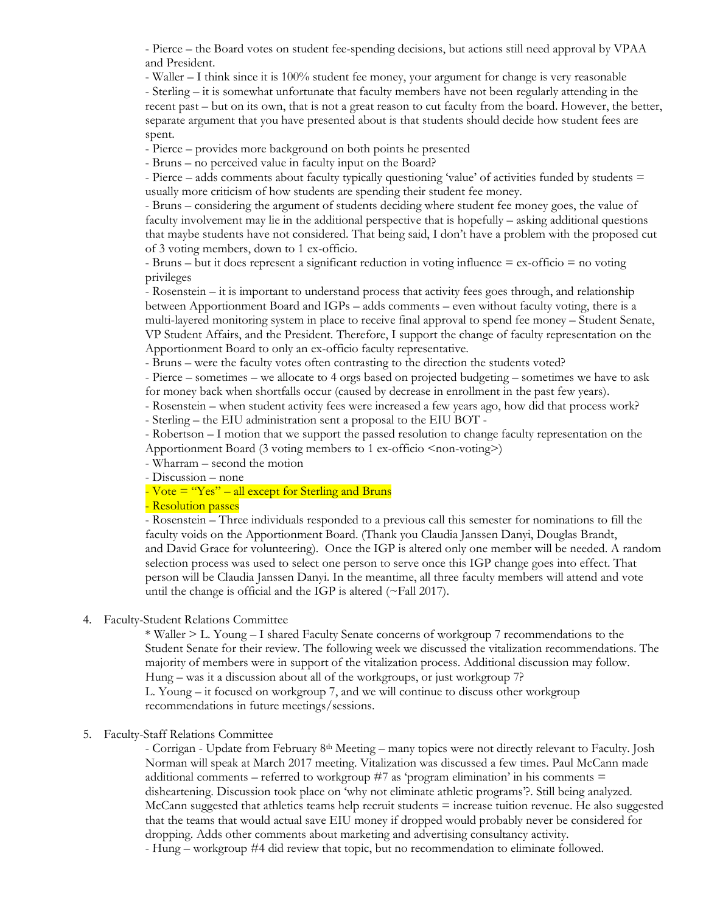- Pierce – the Board votes on student fee-spending decisions, but actions still need approval by VPAA and President.
- Waller – I think since it is 100% student fee money, your argument for change is very reasonable
- Sterling – it is somewhat unfortunate that faculty members have not been regularly attending in the recent past – but on its own, that is not a great reason to cut faculty from the board. However, the better, separate argument that you have presented about is that students should decide how student fees are spent.
- Pierce – provides more background on both points he presented
- Bruns – no perceived value in faculty input on the Board?
- Pierce – adds comments about faculty typically questioning 'value' of activities funded by students = usually more criticism of how students are spending their student fee money.
- Bruns – considering the argument of students deciding where student fee money goes, the value of faculty involvement may lie in the additional perspective that is hopefully – asking additional questions that maybe students have not considered. That being said, I don't have a problem with the proposed cut of 3 voting members, down to 1 ex-officio.
- Bruns – but it does represent a significant reduction in voting influence = ex-officio = no voting privileges
- Rosenstein – it is important to understand process that activity fees goes through, and relationship between Apportionment Board and IGPs – adds comments – even without faculty voting, there is a multi-layered monitoring system in place to receive final approval to spend fee money – Student Senate, VP Student Affairs, and the President. Therefore, I support the change of faculty representation on the Apportionment Board to only an ex-officio faculty representative.
- Bruns – were the faculty votes often contrasting to the direction the students voted?
- Pierce – sometimes – we allocate to 4 orgs based on projected budgeting – sometimes we have to ask for money back when shortfalls occur (caused by decrease in enrollment in the past few years).
- Rosenstein – when student activity fees were increased a few years ago, how did that process work?
- Sterling – the EIU administration sent a proposal to the EIU BOT -
- Robertson – I motion that we support the passed resolution to change faculty representation on the Apportionment Board (3 voting members to 1 ex-officio <non-voting>)
- Wharram – second the motion
- Discussion – none
- Vote = "Yes" – all except for Sterling and Bruns
- Resolution passes
- Rosenstein – Three individuals responded to a previous call this semester for nominations to fill the faculty voids on the Apportionment Board. (Thank you Claudia Janssen Danyi, Douglas Brandt, and David Grace for volunteering). Once the IGP is altered only one member will be needed. A random selection process was used to select one person to serve once this IGP change goes into effect. That person will be Claudia Janssen Danyi. In the meantime, all three faculty members will attend and vote until the change is official and the IGP is altered (~Fall 2017).

4. Faculty-Student Relations Committee

   * Waller > L. Young – I shared Faculty Senate concerns of workgroup 7 recommendations to the Student Senate for their review. The following week we discussed the vitalization recommendations. The majority of members were in support of the vitalization process. Additional discussion may follow.
   Hung – was it a discussion about all of the workgroups, or just workgroup 7?
   L. Young – it focused on workgroup 7, and we will continue to discuss other workgroup recommendations in future meetings/sessions.

5. Faculty-Staff Relations Committee

   - Corrigan - Update from February 8th Meeting – many topics were not directly relevant to Faculty. Josh Norman will speak at March 2017 meeting. Vitalization was discussed a few times. Paul McCann made additional comments – referred to workgroup #7 as 'program elimination' in his comments = disheartening. Discussion took place on 'why not eliminate athletic programs'?. Still being analyzed. McCann suggested that athletics teams help recruit students = increase tuition revenue. He also suggested that the teams that would actual save EIU money if dropped would probably never be considered for dropping. Adds other comments about marketing and advertising consultancy activity.
   - Hung – workgroup #4 did review that topic, but no recommendation to eliminate followed.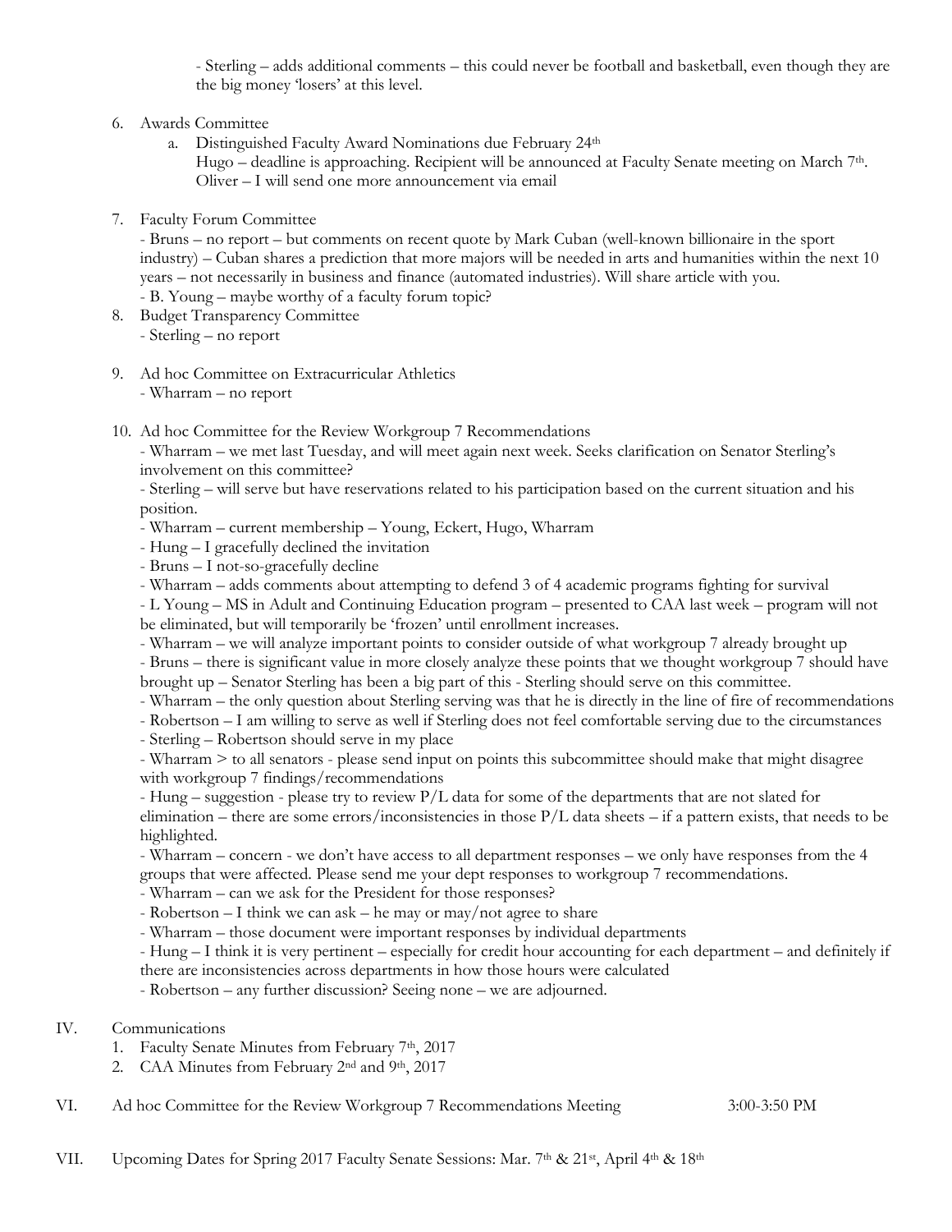- Sterling – adds additional comments – this could never be football and basketball, even though they are the big money 'losers' at this level.

6. Awards Committee
   a. Distinguished Faculty Award Nominations due February 24th
      Hugo – deadline is approaching. Recipient will be announced at Faculty Senate meeting on March 7th.
      Oliver – I will send one more announcement via email

7. Faculty Forum Committee
   - Bruns – no report – but comments on recent quote by Mark Cuban (well-known billionaire in the sport industry) – Cuban shares a prediction that more majors will be needed in arts and humanities within the next 10 years – not necessarily in business and finance (automated industries). Will share article with you.
   - B. Young – maybe worthy of a faculty forum topic?

8. Budget Transparency Committee
   - Sterling – no report

9. Ad hoc Committee on Extracurricular Athletics
   - Wharram – no report

10. Ad hoc Committee for the Review Workgroup 7 Recommendations
    - Wharram – we met last Tuesday, and will meet again next week. Seeks clarification on Senator Sterling's involvement on this committee?
    - Sterling – will serve but have reservations related to his participation based on the current situation and his position.
    - Wharram – current membership – Young, Eckert, Hugo, Wharram
    - Hung – I gracefully declined the invitation
    - Bruns – I not-so-gracefully decline
    - Wharram – adds comments about attempting to defend 3 of 4 academic programs fighting for survival
    - L Young – MS in Adult and Continuing Education program – presented to CAA last week – program will not be eliminated, but will temporarily be 'frozen' until enrollment increases.
    - Wharram – we will analyze important points to consider outside of what workgroup 7 already brought up
    - Bruns – there is significant value in more closely analyze these points that we thought workgroup 7 should have brought up – Senator Sterling has been a big part of this - Sterling should serve on this committee.
    - Wharram – the only question about Sterling serving was that he is directly in the line of fire of recommendations
    - Robertson – I am willing to serve as well if Sterling does not feel comfortable serving due to the circumstances
    - Sterling – Robertson should serve in my place
    - Wharram > to all senators - please send input on points this subcommittee should make that might disagree with workgroup 7 findings/recommendations
    - Hung – suggestion - please try to review P/L data for some of the departments that are not slated for elimination – there are some errors/inconsistencies in those P/L data sheets – if a pattern exists, that needs to be highlighted.
    - Wharram – concern - we don't have access to all department responses – we only have responses from the 4 groups that were affected. Please send me your dept responses to workgroup 7 recommendations.
    - Wharram – can we ask for the President for those responses?
    - Robertson – I think we can ask – he may or may/not agree to share
    - Wharram – those document were important responses by individual departments
    - Hung – I think it is very pertinent – especially for credit hour accounting for each department – and definitely if there are inconsistencies across departments in how those hours were calculated
    - Robertson – any further discussion? Seeing none – we are adjourned.

IV. Communications
   1. Faculty Senate Minutes from February 7th, 2017
   2. CAA Minutes from February 2nd and 9th, 2017

VI. Ad hoc Committee for the Review Workgroup 7 Recommendations Meeting 3:00-3:50 PM

VII. Upcoming Dates for Spring 2017 Faculty Senate Sessions: Mar. 7th & 21st, April 4th & 18th